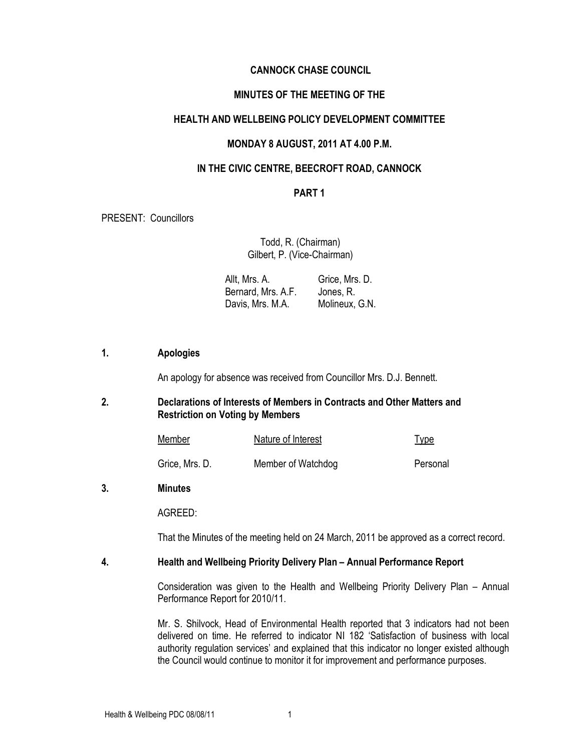# CANNOCK CHASE COUNCIL

## MINUTES OF THE MEETING OF THE

## HEALTH AND WELLBEING POLICY DEVELOPMENT COMMITTEE

## MONDAY 8 AUGUST, 2011 AT 4.00 P.M.

## IN THE CIVIC CENTRE, BEECROFT ROAD, CANNOCK

## PART 1

PRESENT: Councillors

Todd, R. (Chairman)
Gilbert, P. (Vice-Chairman)

| | |
|---|---|
| Allt, Mrs. A. | Grice, Mrs. D. |
| Bernard, Mrs. A.F. | Jones, R. |
| Davis, Mrs. M.A. | Molineux, G.N. |

### 1. Apologies

An apology for absence was received from Councillor Mrs. D.J. Bennett.

### 2. Declarations of Interests of Members in Contracts and Other Matters and Restriction on Voting by Members

| Member | Nature of Interest | Type |
|---|---|---|
| Grice, Mrs. D. | Member of Watchdog | Personal |

### 3. Minutes

AGREED:

That the Minutes of the meeting held on 24 March, 2011 be approved as a correct record.

### 4. Health and Wellbeing Priority Delivery Plan – Annual Performance Report

Consideration was given to the Health and Wellbeing Priority Delivery Plan – Annual Performance Report for 2010/11.

Mr. S. Shilvock, Head of Environmental Health reported that 3 indicators had not been delivered on time. He referred to indicator NI 182 'Satisfaction of business with local authority regulation services' and explained that this indicator no longer existed although the Council would continue to monitor it for improvement and performance purposes.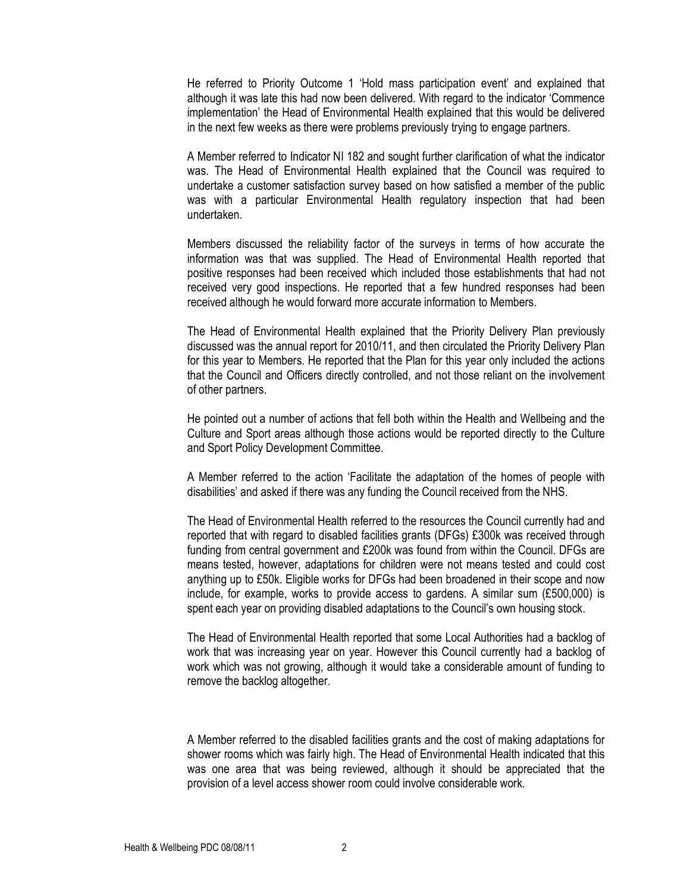He referred to Priority Outcome 1 'Hold mass participation event' and explained that although it was late this had now been delivered. With regard to the indicator 'Commence implementation' the Head of Environmental Health explained that this would be delivered in the next few weeks as there were problems previously trying to engage partners.

A Member referred to Indicator NI 182 and sought further clarification of what the indicator was. The Head of Environmental Health explained that the Council was required to undertake a customer satisfaction survey based on how satisfied a member of the public was with a particular Environmental Health regulatory inspection that had been undertaken.

Members discussed the reliability factor of the surveys in terms of how accurate the information was that was supplied. The Head of Environmental Health reported that positive responses had been received which included those establishments that had not received very good inspections. He reported that a few hundred responses had been received although he would forward more accurate information to Members.

The Head of Environmental Health explained that the Priority Delivery Plan previously discussed was the annual report for 2010/11, and then circulated the Priority Delivery Plan for this year to Members. He reported that the Plan for this year only included the actions that the Council and Officers directly controlled, and not those reliant on the involvement of other partners.

He pointed out a number of actions that fell both within the Health and Wellbeing and the Culture and Sport areas although those actions would be reported directly to the Culture and Sport Policy Development Committee.

A Member referred to the action 'Facilitate the adaptation of the homes of people with disabilities' and asked if there was any funding the Council received from the NHS.

The Head of Environmental Health referred to the resources the Council currently had and reported that with regard to disabled facilities grants (DFGs) £300k was received through funding from central government and £200k was found from within the Council. DFGs are means tested, however, adaptations for children were not means tested and could cost anything up to £50k. Eligible works for DFGs had been broadened in their scope and now include, for example, works to provide access to gardens. A similar sum (£500,000) is spent each year on providing disabled adaptations to the Council's own housing stock.

The Head of Environmental Health reported that some Local Authorities had a backlog of work that was increasing year on year. However this Council currently had a backlog of work which was not growing, although it would take a considerable amount of funding to remove the backlog altogether.

A Member referred to the disabled facilities grants and the cost of making adaptations for shower rooms which was fairly high. The Head of Environmental Health indicated that this was one area that was being reviewed, although it should be appreciated that the provision of a level access shower room could involve considerable work.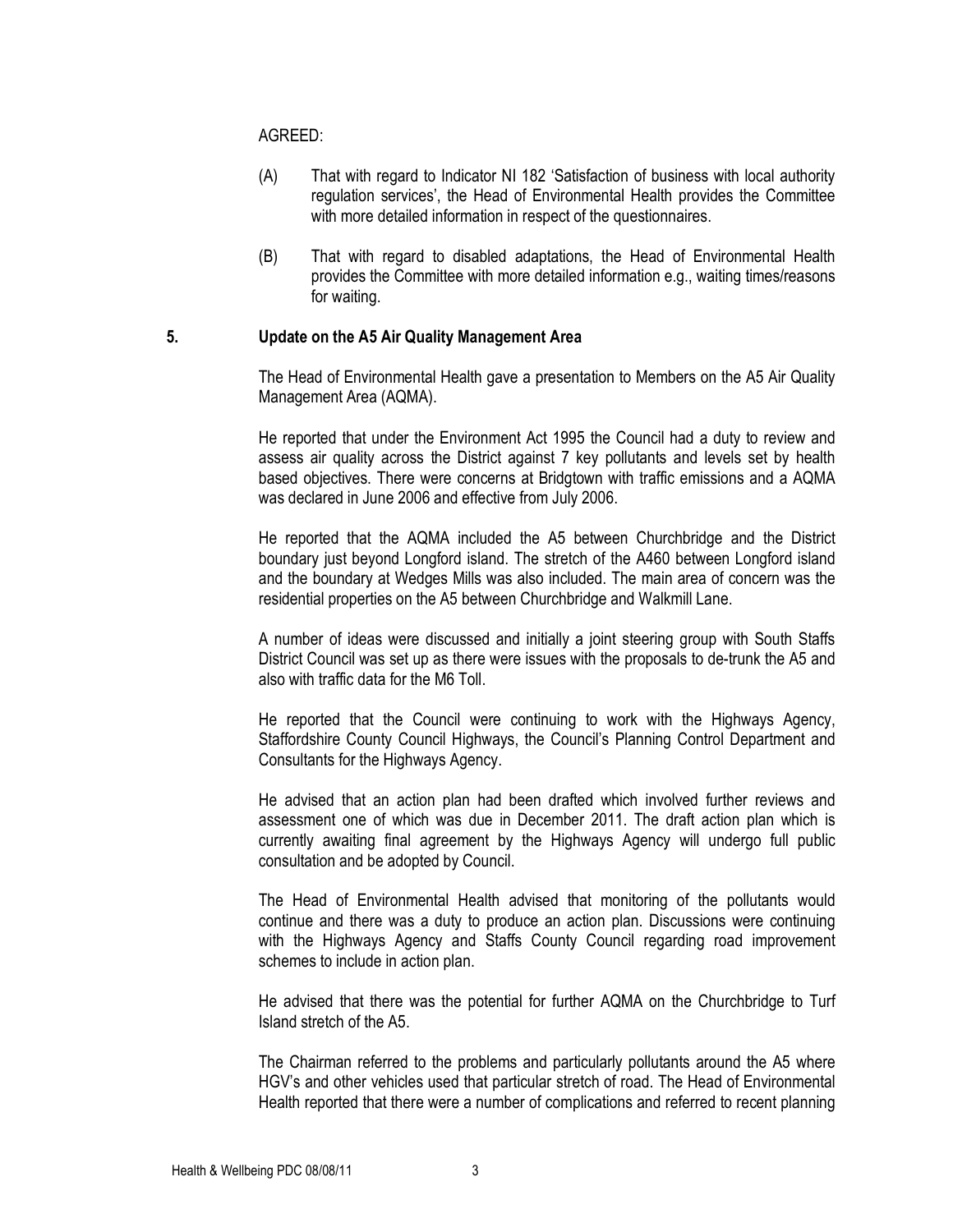AGREED:

(A) That with regard to Indicator NI 182 'Satisfaction of business with local authority regulation services', the Head of Environmental Health provides the Committee with more detailed information in respect of the questionnaires.

(B) That with regard to disabled adaptations, the Head of Environmental Health provides the Committee with more detailed information e.g., waiting times/reasons for waiting.

## 5. Update on the A5 Air Quality Management Area

The Head of Environmental Health gave a presentation to Members on the A5 Air Quality Management Area (AQMA).

He reported that under the Environment Act 1995 the Council had a duty to review and assess air quality across the District against 7 key pollutants and levels set by health based objectives. There were concerns at Bridgtown with traffic emissions and a AQMA was declared in June 2006 and effective from July 2006.

He reported that the AQMA included the A5 between Churchbridge and the District boundary just beyond Longford island. The stretch of the A460 between Longford island and the boundary at Wedges Mills was also included. The main area of concern was the residential properties on the A5 between Churchbridge and Walkmill Lane.

A number of ideas were discussed and initially a joint steering group with South Staffs District Council was set up as there were issues with the proposals to de-trunk the A5 and also with traffic data for the M6 Toll.

He reported that the Council were continuing to work with the Highways Agency, Staffordshire County Council Highways, the Council's Planning Control Department and Consultants for the Highways Agency.

He advised that an action plan had been drafted which involved further reviews and assessment one of which was due in December 2011. The draft action plan which is currently awaiting final agreement by the Highways Agency will undergo full public consultation and be adopted by Council.

The Head of Environmental Health advised that monitoring of the pollutants would continue and there was a duty to produce an action plan. Discussions were continuing with the Highways Agency and Staffs County Council regarding road improvement schemes to include in action plan.

He advised that there was the potential for further AQMA on the Churchbridge to Turf Island stretch of the A5.

The Chairman referred to the problems and particularly pollutants around the A5 where HGV's and other vehicles used that particular stretch of road. The Head of Environmental Health reported that there were a number of complications and referred to recent planning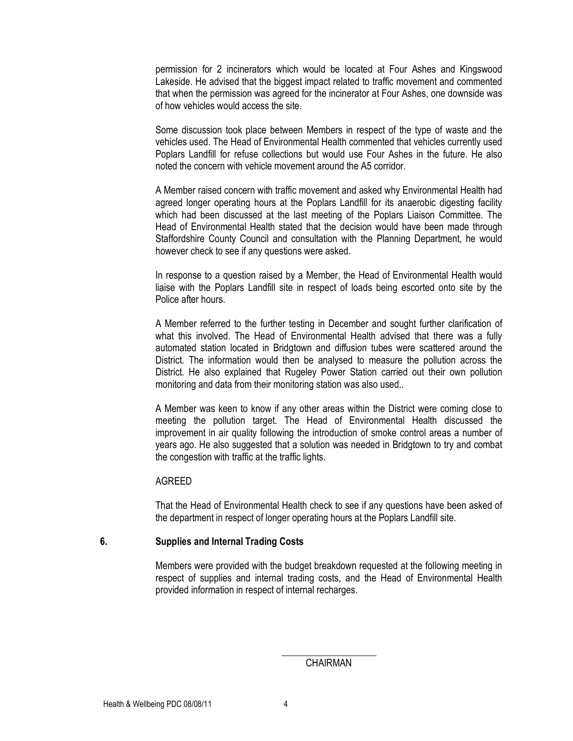permission for 2 incinerators which would be located at Four Ashes and Kingswood Lakeside. He advised that the biggest impact related to traffic movement and commented that when the permission was agreed for the incinerator at Four Ashes, one downside was of how vehicles would access the site.

Some discussion took place between Members in respect of the type of waste and the vehicles used. The Head of Environmental Health commented that vehicles currently used Poplars Landfill for refuse collections but would use Four Ashes in the future. He also noted the concern with vehicle movement around the A5 corridor.

A Member raised concern with traffic movement and asked why Environmental Health had agreed longer operating hours at the Poplars Landfill for its anaerobic digesting facility which had been discussed at the last meeting of the Poplars Liaison Committee. The Head of Environmental Health stated that the decision would have been made through Staffordshire County Council and consultation with the Planning Department, he would however check to see if any questions were asked.

In response to a question raised by a Member, the Head of Environmental Health would liaise with the Poplars Landfill site in respect of loads being escorted onto site by the Police after hours.

A Member referred to the further testing in December and sought further clarification of what this involved. The Head of Environmental Health advised that there was a fully automated station located in Bridgtown and diffusion tubes were scattered around the District. The information would then be analysed to measure the pollution across the District. He also explained that Rugeley Power Station carried out their own pollution monitoring and data from their monitoring station was also used..

A Member was keen to know if any other areas within the District were coming close to meeting the pollution target. The Head of Environmental Health discussed the improvement in air quality following the introduction of smoke control areas a number of years ago. He also suggested that a solution was needed in Bridgtown to try and combat the congestion with traffic at the traffic lights.

AGREED

That the Head of Environmental Health check to see if any questions have been asked of the department in respect of longer operating hours at the Poplars Landfill site.

## 6. Supplies and Internal Trading Costs

Members were provided with the budget breakdown requested at the following meeting in respect of supplies and internal trading costs, and the Head of Environmental Health provided information in respect of internal recharges.

CHAIRMAN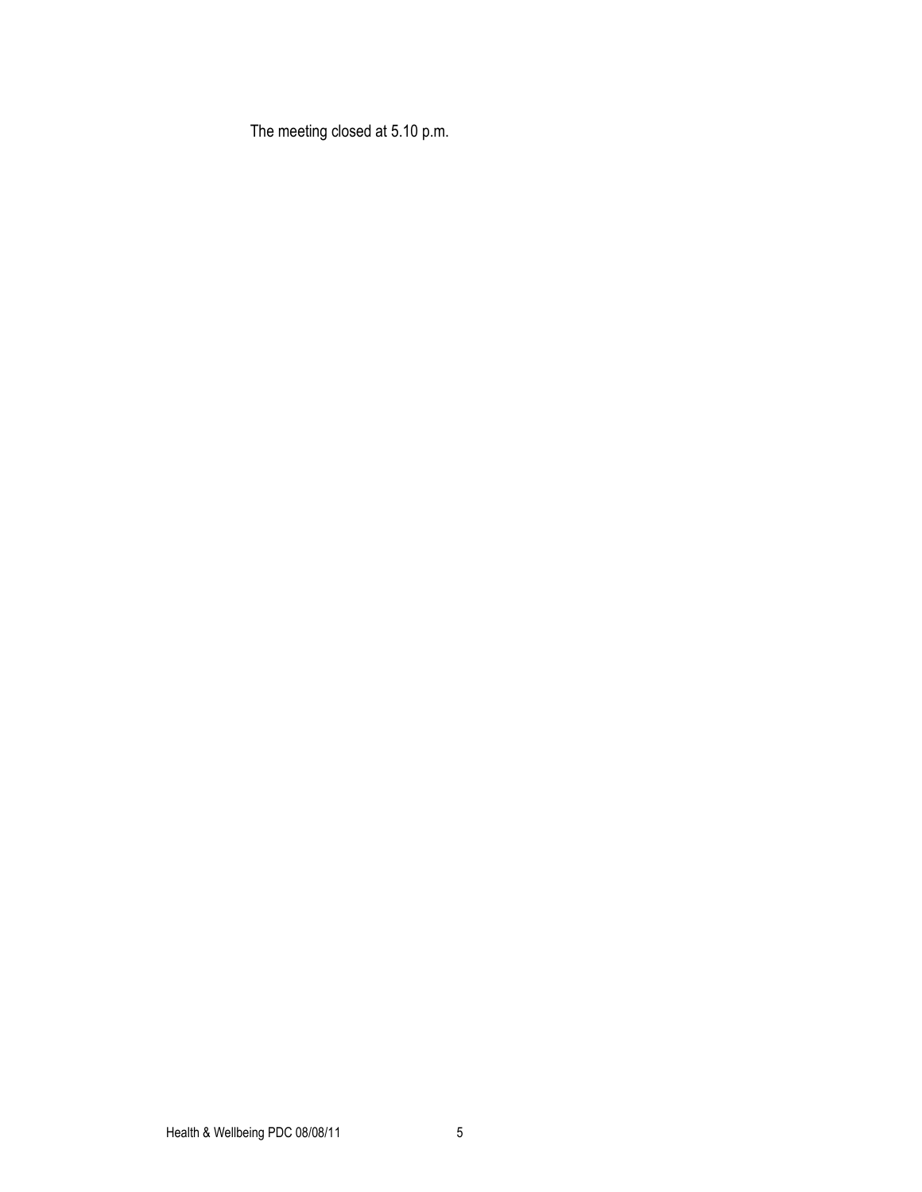The meeting closed at 5.10 p.m.